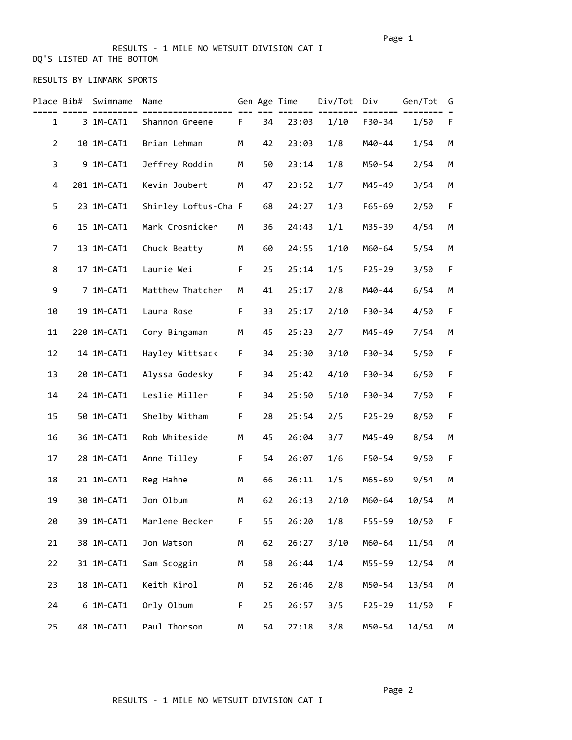RESULTS - 1 MILE NO WETSUIT DIVISION CAT I

DQ'S LISTED AT THE BOTTOM

RESULTS BY LINMARK SPORTS

| Place | Bib# | Swimname | Name | Gen | Age | Time | Div/Tot | Div | Gen/Tot | G |
|---|---|---|---|---|---|---|---|---|---|---|
| 1 | 3 | 1M-CAT1 | Shannon Greene | F | 34 | 23:03 | 1/10 | F30-34 | 1/50 | F |
| 2 | 10 | 1M-CAT1 | Brian Lehman | M | 42 | 23:03 | 1/8 | M40-44 | 1/54 | M |
| 3 | 9 | 1M-CAT1 | Jeffrey Roddin | M | 50 | 23:14 | 1/8 | M50-54 | 2/54 | M |
| 4 | 281 | 1M-CAT1 | Kevin Joubert | M | 47 | 23:52 | 1/7 | M45-49 | 3/54 | M |
| 5 | 23 | 1M-CAT1 | Shirley Loftus-Cha | F | 68 | 24:27 | 1/3 | F65-69 | 2/50 | F |
| 6 | 15 | 1M-CAT1 | Mark Crosnicker | M | 36 | 24:43 | 1/1 | M35-39 | 4/54 | M |
| 7 | 13 | 1M-CAT1 | Chuck Beatty | M | 60 | 24:55 | 1/10 | M60-64 | 5/54 | M |
| 8 | 17 | 1M-CAT1 | Laurie Wei | F | 25 | 25:14 | 1/5 | F25-29 | 3/50 | F |
| 9 | 7 | 1M-CAT1 | Matthew Thatcher | M | 41 | 25:17 | 2/8 | M40-44 | 6/54 | M |
| 10 | 19 | 1M-CAT1 | Laura Rose | F | 33 | 25:17 | 2/10 | F30-34 | 4/50 | F |
| 11 | 220 | 1M-CAT1 | Cory Bingaman | M | 45 | 25:23 | 2/7 | M45-49 | 7/54 | M |
| 12 | 14 | 1M-CAT1 | Hayley Wittsack | F | 34 | 25:30 | 3/10 | F30-34 | 5/50 | F |
| 13 | 20 | 1M-CAT1 | Alyssa Godesky | F | 34 | 25:42 | 4/10 | F30-34 | 6/50 | F |
| 14 | 24 | 1M-CAT1 | Leslie Miller | F | 34 | 25:50 | 5/10 | F30-34 | 7/50 | F |
| 15 | 50 | 1M-CAT1 | Shelby Witham | F | 28 | 25:54 | 2/5 | F25-29 | 8/50 | F |
| 16 | 36 | 1M-CAT1 | Rob Whiteside | M | 45 | 26:04 | 3/7 | M45-49 | 8/54 | M |
| 17 | 28 | 1M-CAT1 | Anne Tilley | F | 54 | 26:07 | 1/6 | F50-54 | 9/50 | F |
| 18 | 21 | 1M-CAT1 | Reg Hahne | M | 66 | 26:11 | 1/5 | M65-69 | 9/54 | M |
| 19 | 30 | 1M-CAT1 | Jon Olbum | M | 62 | 26:13 | 2/10 | M60-64 | 10/54 | M |
| 20 | 39 | 1M-CAT1 | Marlene Becker | F | 55 | 26:20 | 1/8 | F55-59 | 10/50 | F |
| 21 | 38 | 1M-CAT1 | Jon Watson | M | 62 | 26:27 | 3/10 | M60-64 | 11/54 | M |
| 22 | 31 | 1M-CAT1 | Sam Scoggin | M | 58 | 26:44 | 1/4 | M55-59 | 12/54 | M |
| 23 | 18 | 1M-CAT1 | Keith Kirol | M | 52 | 26:46 | 2/8 | M50-54 | 13/54 | M |
| 24 | 6 | 1M-CAT1 | Orly Olbum | F | 25 | 26:57 | 3/5 | F25-29 | 11/50 | F |
| 25 | 48 | 1M-CAT1 | Paul Thorson | M | 54 | 27:18 | 3/8 | M50-54 | 14/54 | M |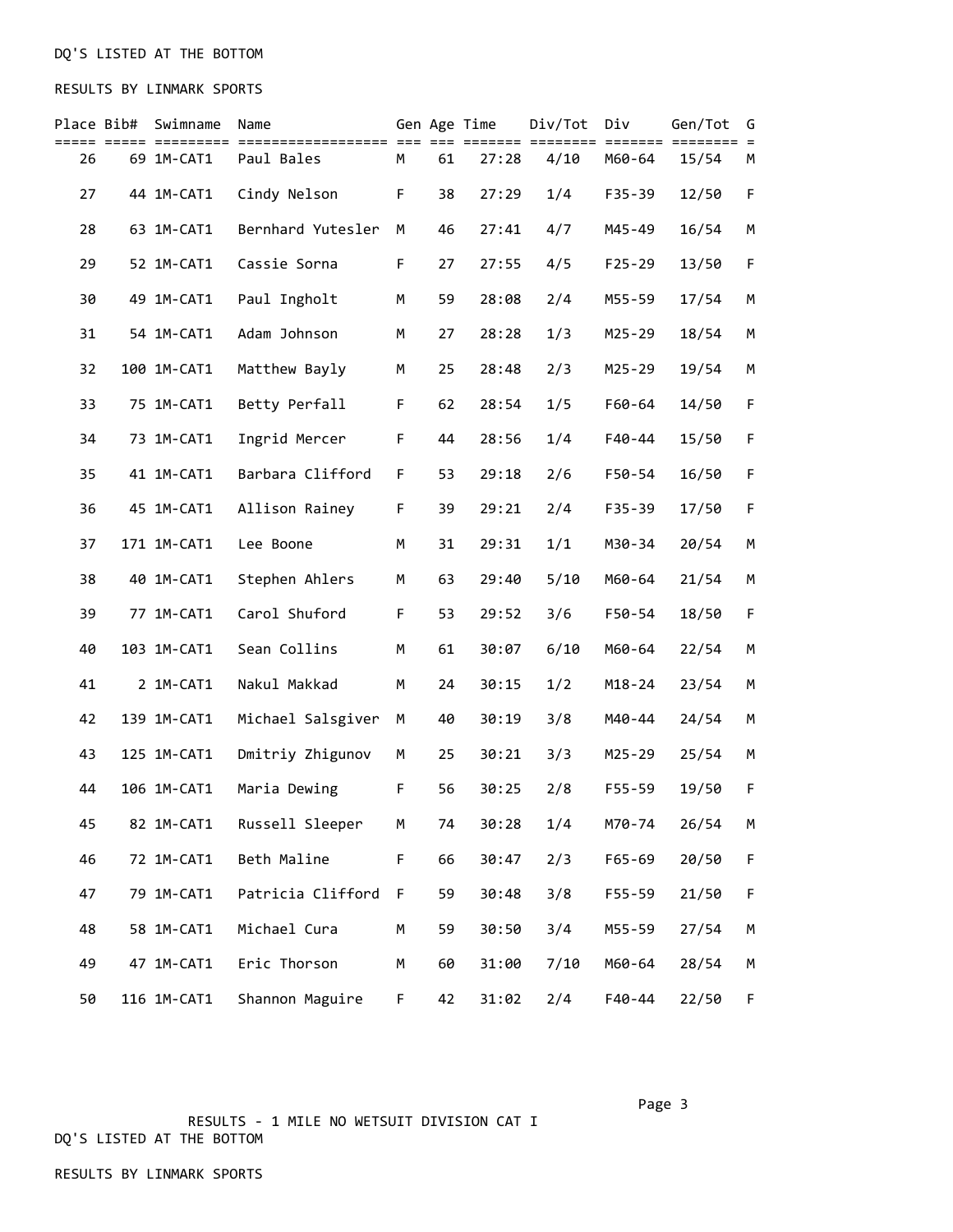DQ'S LISTED AT THE BOTTOM

RESULTS BY LINMARK SPORTS

| Place | Bib# | Swimname | Name | Gen | Age | Time | Div/Tot | Div | Gen/Tot | G |
|---|---|---|---|---|---|---|---|---|---|---|
| 26 | 69 | 1M-CAT1 | Paul Bales | M | 61 | 27:28 | 4/10 | M60-64 | 15/54 | M |
| 27 | 44 | 1M-CAT1 | Cindy Nelson | F | 38 | 27:29 | 1/4 | F35-39 | 12/50 | F |
| 28 | 63 | 1M-CAT1 | Bernhard Yutesler | M | 46 | 27:41 | 4/7 | M45-49 | 16/54 | M |
| 29 | 52 | 1M-CAT1 | Cassie Sorna | F | 27 | 27:55 | 4/5 | F25-29 | 13/50 | F |
| 30 | 49 | 1M-CAT1 | Paul Ingholt | M | 59 | 28:08 | 2/4 | M55-59 | 17/54 | M |
| 31 | 54 | 1M-CAT1 | Adam Johnson | M | 27 | 28:28 | 1/3 | M25-29 | 18/54 | M |
| 32 | 100 | 1M-CAT1 | Matthew Bayly | M | 25 | 28:48 | 2/3 | M25-29 | 19/54 | M |
| 33 | 75 | 1M-CAT1 | Betty Perfall | F | 62 | 28:54 | 1/5 | F60-64 | 14/50 | F |
| 34 | 73 | 1M-CAT1 | Ingrid Mercer | F | 44 | 28:56 | 1/4 | F40-44 | 15/50 | F |
| 35 | 41 | 1M-CAT1 | Barbara Clifford | F | 53 | 29:18 | 2/6 | F50-54 | 16/50 | F |
| 36 | 45 | 1M-CAT1 | Allison Rainey | F | 39 | 29:21 | 2/4 | F35-39 | 17/50 | F |
| 37 | 171 | 1M-CAT1 | Lee Boone | M | 31 | 29:31 | 1/1 | M30-34 | 20/54 | M |
| 38 | 40 | 1M-CAT1 | Stephen Ahlers | M | 63 | 29:40 | 5/10 | M60-64 | 21/54 | M |
| 39 | 77 | 1M-CAT1 | Carol Shuford | F | 53 | 29:52 | 3/6 | F50-54 | 18/50 | F |
| 40 | 103 | 1M-CAT1 | Sean Collins | M | 61 | 30:07 | 6/10 | M60-64 | 22/54 | M |
| 41 | 2 | 1M-CAT1 | Nakul Makkad | M | 24 | 30:15 | 1/2 | M18-24 | 23/54 | M |
| 42 | 139 | 1M-CAT1 | Michael Salsgiver | M | 40 | 30:19 | 3/8 | M40-44 | 24/54 | M |
| 43 | 125 | 1M-CAT1 | Dmitriy Zhigunov | M | 25 | 30:21 | 3/3 | M25-29 | 25/54 | M |
| 44 | 106 | 1M-CAT1 | Maria Dewing | F | 56 | 30:25 | 2/8 | F55-59 | 19/50 | F |
| 45 | 82 | 1M-CAT1 | Russell Sleeper | M | 74 | 30:28 | 1/4 | M70-74 | 26/54 | M |
| 46 | 72 | 1M-CAT1 | Beth Maline | F | 66 | 30:47 | 2/3 | F65-69 | 20/50 | F |
| 47 | 79 | 1M-CAT1 | Patricia Clifford | F | 59 | 30:48 | 3/8 | F55-59 | 21/50 | F |
| 48 | 58 | 1M-CAT1 | Michael Cura | M | 59 | 30:50 | 3/4 | M55-59 | 27/54 | M |
| 49 | 47 | 1M-CAT1 | Eric Thorson | M | 60 | 31:00 | 7/10 | M60-64 | 28/54 | M |
| 50 | 116 | 1M-CAT1 | Shannon Maguire | F | 42 | 31:02 | 2/4 | F40-44 | 22/50 | F |

RESULTS - 1 MILE NO WETSUIT DIVISION CAT I

DQ'S LISTED AT THE BOTTOM

RESULTS BY LINMARK SPORTS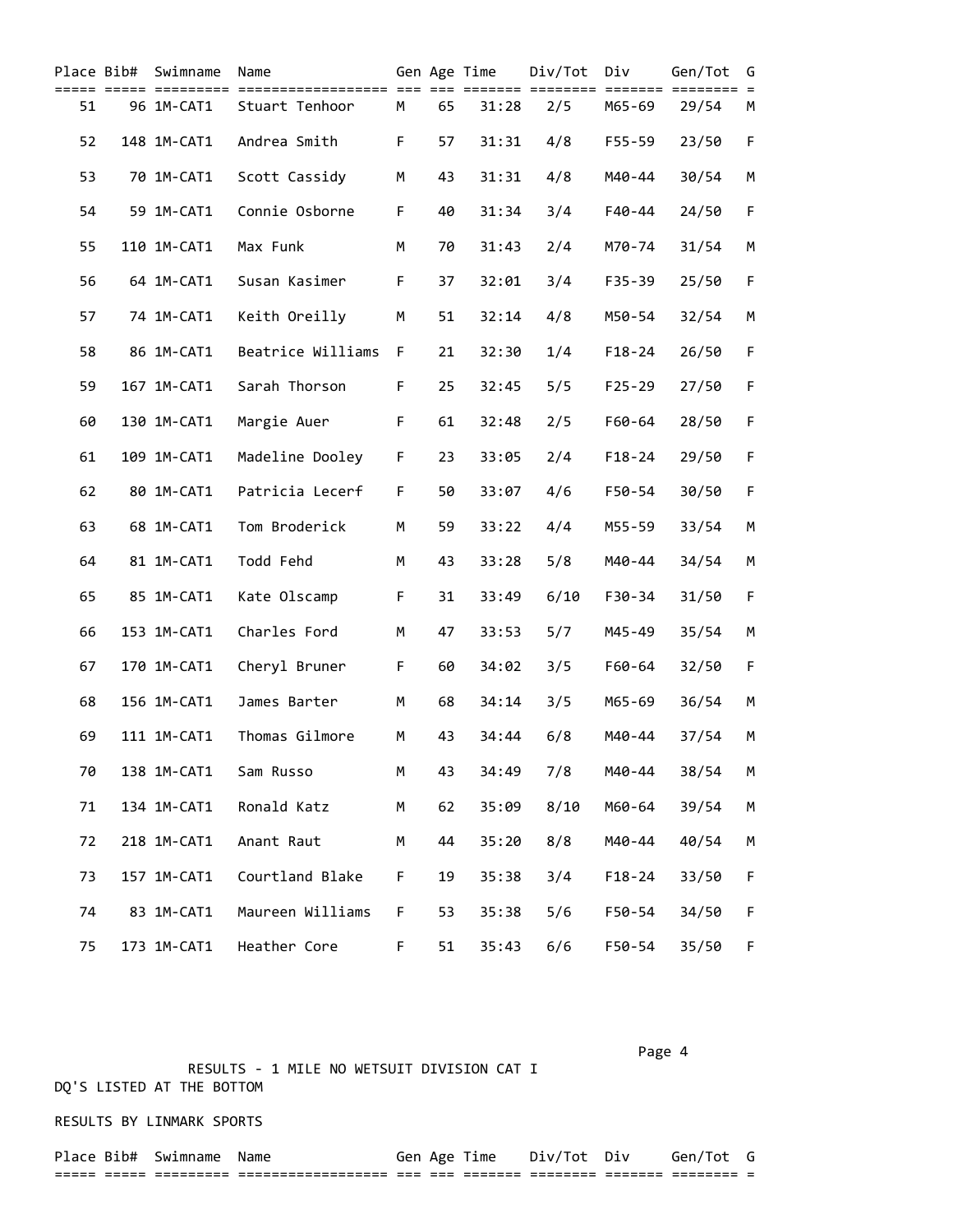| Place | Bib# | Swimname | Name | Gen | Age | Time | Div/Tot | Div | Gen/Tot | G |
|---|---|---|---|---|---|---|---|---|---|---|
| 51 | 96 | 1M-CAT1 | Stuart Tenhoor | M | 65 | 31:28 | 2/5 | M65-69 | 29/54 | M |
| 52 | 148 | 1M-CAT1 | Andrea Smith | F | 57 | 31:31 | 4/8 | F55-59 | 23/50 | F |
| 53 | 70 | 1M-CAT1 | Scott Cassidy | M | 43 | 31:31 | 4/8 | M40-44 | 30/54 | M |
| 54 | 59 | 1M-CAT1 | Connie Osborne | F | 40 | 31:34 | 3/4 | F40-44 | 24/50 | F |
| 55 | 110 | 1M-CAT1 | Max Funk | M | 70 | 31:43 | 2/4 | M70-74 | 31/54 | M |
| 56 | 64 | 1M-CAT1 | Susan Kasimer | F | 37 | 32:01 | 3/4 | F35-39 | 25/50 | F |
| 57 | 74 | 1M-CAT1 | Keith Oreilly | M | 51 | 32:14 | 4/8 | M50-54 | 32/54 | M |
| 58 | 86 | 1M-CAT1 | Beatrice Williams | F | 21 | 32:30 | 1/4 | F18-24 | 26/50 | F |
| 59 | 167 | 1M-CAT1 | Sarah Thorson | F | 25 | 32:45 | 5/5 | F25-29 | 27/50 | F |
| 60 | 130 | 1M-CAT1 | Margie Auer | F | 61 | 32:48 | 2/5 | F60-64 | 28/50 | F |
| 61 | 109 | 1M-CAT1 | Madeline Dooley | F | 23 | 33:05 | 2/4 | F18-24 | 29/50 | F |
| 62 | 80 | 1M-CAT1 | Patricia Lecerf | F | 50 | 33:07 | 4/6 | F50-54 | 30/50 | F |
| 63 | 68 | 1M-CAT1 | Tom Broderick | M | 59 | 33:22 | 4/4 | M55-59 | 33/54 | M |
| 64 | 81 | 1M-CAT1 | Todd Fehd | M | 43 | 33:28 | 5/8 | M40-44 | 34/54 | M |
| 65 | 85 | 1M-CAT1 | Kate Olscamp | F | 31 | 33:49 | 6/10 | F30-34 | 31/50 | F |
| 66 | 153 | 1M-CAT1 | Charles Ford | M | 47 | 33:53 | 5/7 | M45-49 | 35/54 | M |
| 67 | 170 | 1M-CAT1 | Cheryl Bruner | F | 60 | 34:02 | 3/5 | F60-64 | 32/50 | F |
| 68 | 156 | 1M-CAT1 | James Barter | M | 68 | 34:14 | 3/5 | M65-69 | 36/54 | M |
| 69 | 111 | 1M-CAT1 | Thomas Gilmore | M | 43 | 34:44 | 6/8 | M40-44 | 37/54 | M |
| 70 | 138 | 1M-CAT1 | Sam Russo | M | 43 | 34:49 | 7/8 | M40-44 | 38/54 | M |
| 71 | 134 | 1M-CAT1 | Ronald Katz | M | 62 | 35:09 | 8/10 | M60-64 | 39/54 | M |
| 72 | 218 | 1M-CAT1 | Anant Raut | M | 44 | 35:20 | 8/8 | M40-44 | 40/54 | M |
| 73 | 157 | 1M-CAT1 | Courtland Blake | F | 19 | 35:38 | 3/4 | F18-24 | 33/50 | F |
| 74 | 83 | 1M-CAT1 | Maureen Williams | F | 53 | 35:38 | 5/6 | F50-54 | 34/50 | F |
| 75 | 173 | 1M-CAT1 | Heather Core | F | 51 | 35:43 | 6/6 | F50-54 | 35/50 | F |

RESULTS - 1 MILE NO WETSUIT DIVISION CAT I

DQ'S LISTED AT THE BOTTOM

RESULTS BY LINMARK SPORTS

| Place | Bib# | Swimname | Name | Gen | Age | Time | Div/Tot | Div | Gen/Tot | G |
|---|---|---|---|---|---|---|---|---|---|---|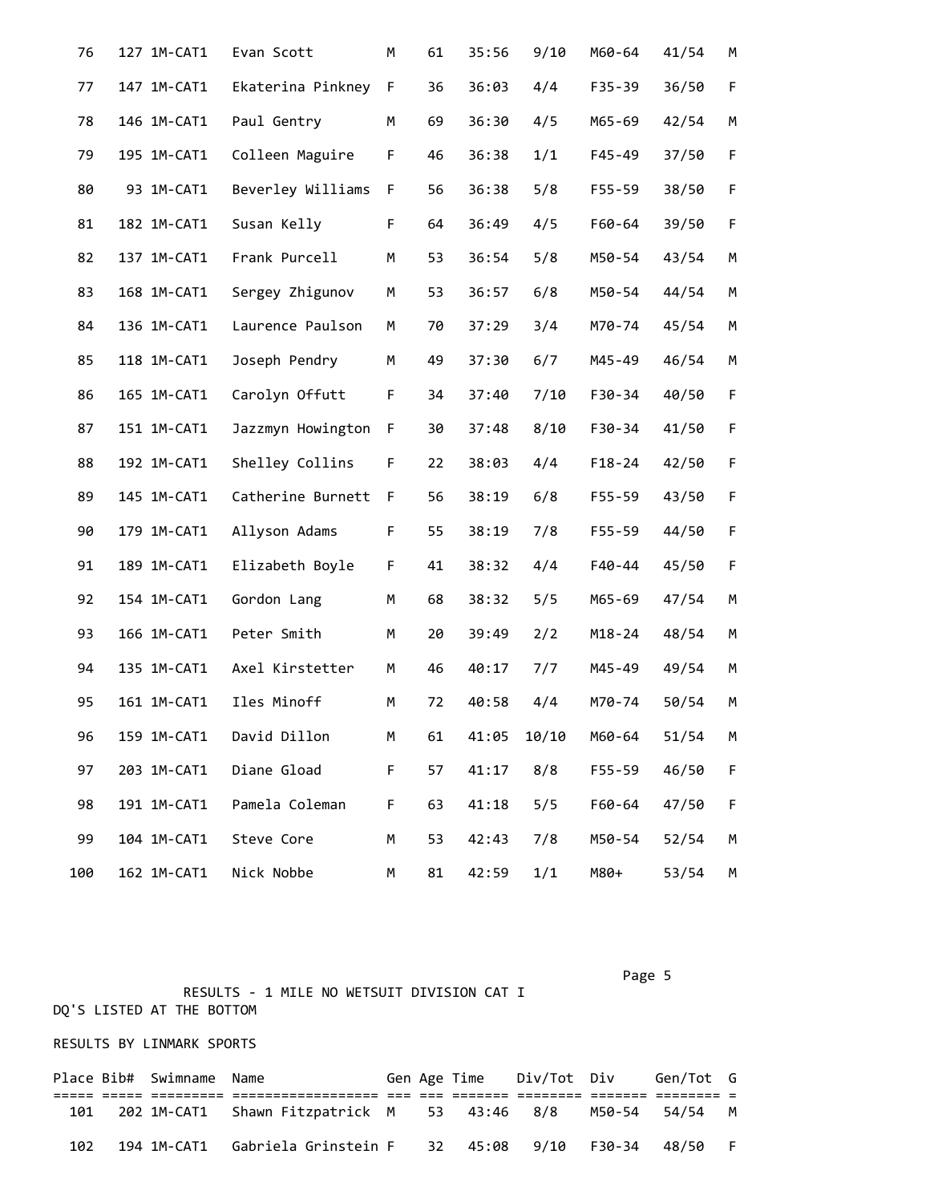| Place | Bib# | Swimname | Name | Gen | Age | Time | Div/Tot | Div | Gen/Tot | G |
|---|---|---|---|---|---|---|---|---|---|---|
| 76 | 127 | 1M-CAT1 | Evan Scott | M | 61 | 35:56 | 9/10 | M60-64 | 41/54 | M |
| 77 | 147 | 1M-CAT1 | Ekaterina Pinkney | F | 36 | 36:03 | 4/4 | F35-39 | 36/50 | F |
| 78 | 146 | 1M-CAT1 | Paul Gentry | M | 69 | 36:30 | 4/5 | M65-69 | 42/54 | M |
| 79 | 195 | 1M-CAT1 | Colleen Maguire | F | 46 | 36:38 | 1/1 | F45-49 | 37/50 | F |
| 80 | 93 | 1M-CAT1 | Beverley Williams | F | 56 | 36:38 | 5/8 | F55-59 | 38/50 | F |
| 81 | 182 | 1M-CAT1 | Susan Kelly | F | 64 | 36:49 | 4/5 | F60-64 | 39/50 | F |
| 82 | 137 | 1M-CAT1 | Frank Purcell | M | 53 | 36:54 | 5/8 | M50-54 | 43/54 | M |
| 83 | 168 | 1M-CAT1 | Sergey Zhigunov | M | 53 | 36:57 | 6/8 | M50-54 | 44/54 | M |
| 84 | 136 | 1M-CAT1 | Laurence Paulson | M | 70 | 37:29 | 3/4 | M70-74 | 45/54 | M |
| 85 | 118 | 1M-CAT1 | Joseph Pendry | M | 49 | 37:30 | 6/7 | M45-49 | 46/54 | M |
| 86 | 165 | 1M-CAT1 | Carolyn Offutt | F | 34 | 37:40 | 7/10 | F30-34 | 40/50 | F |
| 87 | 151 | 1M-CAT1 | Jazzmyn Howington | F | 30 | 37:48 | 8/10 | F30-34 | 41/50 | F |
| 88 | 192 | 1M-CAT1 | Shelley Collins | F | 22 | 38:03 | 4/4 | F18-24 | 42/50 | F |
| 89 | 145 | 1M-CAT1 | Catherine Burnett | F | 56 | 38:19 | 6/8 | F55-59 | 43/50 | F |
| 90 | 179 | 1M-CAT1 | Allyson Adams | F | 55 | 38:19 | 7/8 | F55-59 | 44/50 | F |
| 91 | 189 | 1M-CAT1 | Elizabeth Boyle | F | 41 | 38:32 | 4/4 | F40-44 | 45/50 | F |
| 92 | 154 | 1M-CAT1 | Gordon Lang | M | 68 | 38:32 | 5/5 | M65-69 | 47/54 | M |
| 93 | 166 | 1M-CAT1 | Peter Smith | M | 20 | 39:49 | 2/2 | M18-24 | 48/54 | M |
| 94 | 135 | 1M-CAT1 | Axel Kirstetter | M | 46 | 40:17 | 7/7 | M45-49 | 49/54 | M |
| 95 | 161 | 1M-CAT1 | Iles Minoff | M | 72 | 40:58 | 4/4 | M70-74 | 50/54 | M |
| 96 | 159 | 1M-CAT1 | David Dillon | M | 61 | 41:05 | 10/10 | M60-64 | 51/54 | M |
| 97 | 203 | 1M-CAT1 | Diane Gload | F | 57 | 41:17 | 8/8 | F55-59 | 46/50 | F |
| 98 | 191 | 1M-CAT1 | Pamela Coleman | F | 63 | 41:18 | 5/5 | F60-64 | 47/50 | F |
| 99 | 104 | 1M-CAT1 | Steve Core | M | 53 | 42:43 | 7/8 | M50-54 | 52/54 | M |
| 100 | 162 | 1M-CAT1 | Nick Nobbe | M | 81 | 42:59 | 1/1 | M80+ | 53/54 | M |

RESULTS - 1 MILE NO WETSUIT DIVISION CAT I

DQ'S LISTED AT THE BOTTOM

RESULTS BY LINMARK SPORTS

| Place | Bib# | Swimname | Name | Gen | Age | Time | Div/Tot | Div | Gen/Tot | G |
|---|---|---|---|---|---|---|---|---|---|---|
| 101 | 202 | 1M-CAT1 | Shawn Fitzpatrick | M | 53 | 43:46 | 8/8 | M50-54 | 54/54 | M |
| 102 | 194 | 1M-CAT1 | Gabriela Grinstein | F | 32 | 45:08 | 9/10 | F30-34 | 48/50 | F |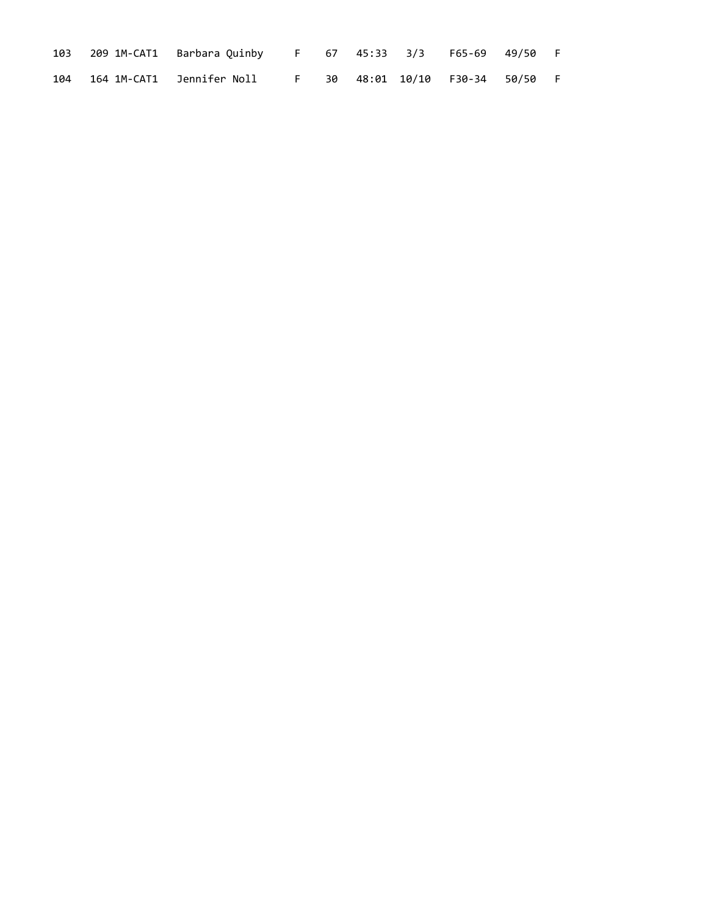| | | | | | | | | | | |
|---|---|---|---|---|---|---|---|---|---|---|
| 103 | 209 | 1M-CAT1 | Barbara Quinby | F | 67 | 45:33 | 3/3 | F65-69 | 49/50 | F |
| 104 | 164 | 1M-CAT1 | Jennifer Noll | F | 30 | 48:01 | 10/10 | F30-34 | 50/50 | F |